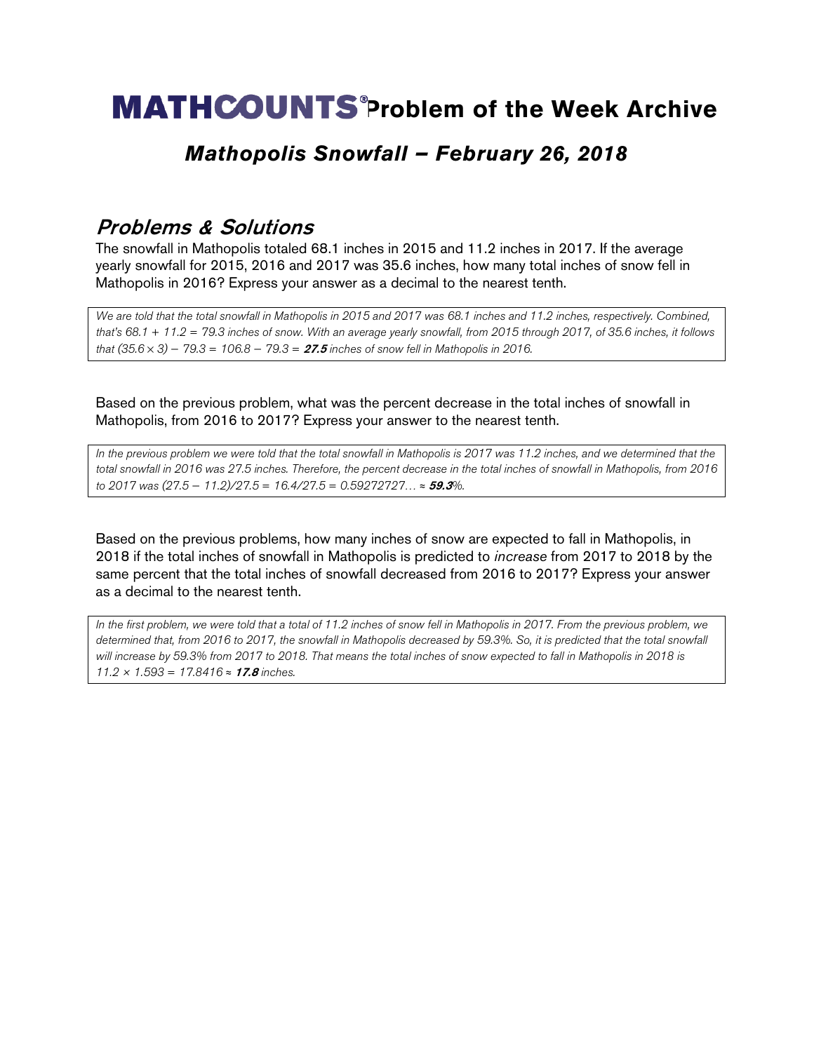# MATHCOUNTS® Problem of the Week Archive

## *Mathopolis Snowfall – February 26, 2018*

### *Problems & Solutions*

The snowfall in Mathopolis totaled 68.1 inches in 2015 and 11.2 inches in 2017. If the average yearly snowfall for 2015, 2016 and 2017 was 35.6 inches, how many total inches of snow fell in Mathopolis in 2016? Express your answer as a decimal to the nearest tenth.

*We are told that the total snowfall in Mathopolis in 2015 and 2017 was 68.1 inches and 11.2 inches, respectively. Combined, that's $68.1 + 11.2 = 79.3$ inches of snow. With an average yearly snowfall, from 2015 through 2017, of 35.6 inches, it follows that $(35.6 \times 3) - 79.3 = 106.8 - 79.3 =$* ***27.5*** *inches of snow fell in Mathopolis in 2016.*

Based on the previous problem, what was the percent decrease in the total inches of snowfall in Mathopolis, from 2016 to 2017? Express your answer to the nearest tenth.

*In the previous problem we were told that the total snowfall in Mathopolis is 2017 was 11.2 inches, and we determined that the total snowfall in 2016 was 27.5 inches. Therefore, the percent decrease in the total inches of snowfall in Mathopolis, from 2016 to 2017 was $(27.5 - 11.2)/27.5 = 16.4/27.5 = 0.59272727\ldots \approx$* ***59.3****%.*

Based on the previous problems, how many inches of snow are expected to fall in Mathopolis, in 2018 if the total inches of snowfall in Mathopolis is predicted to *increase* from 2017 to 2018 by the same percent that the total inches of snowfall decreased from 2016 to 2017? Express your answer as a decimal to the nearest tenth.

*In the first problem, we were told that a total of 11.2 inches of snow fell in Mathopolis in 2017. From the previous problem, we determined that, from 2016 to 2017, the snowfall in Mathopolis decreased by 59.3%. So, it is predicted that the total snowfall will increase by 59.3% from 2017 to 2018. That means the total inches of snow expected to fall in Mathopolis in 2018 is $11.2 \times 1.593 = 17.8416 \approx$* ***17.8*** *inches.*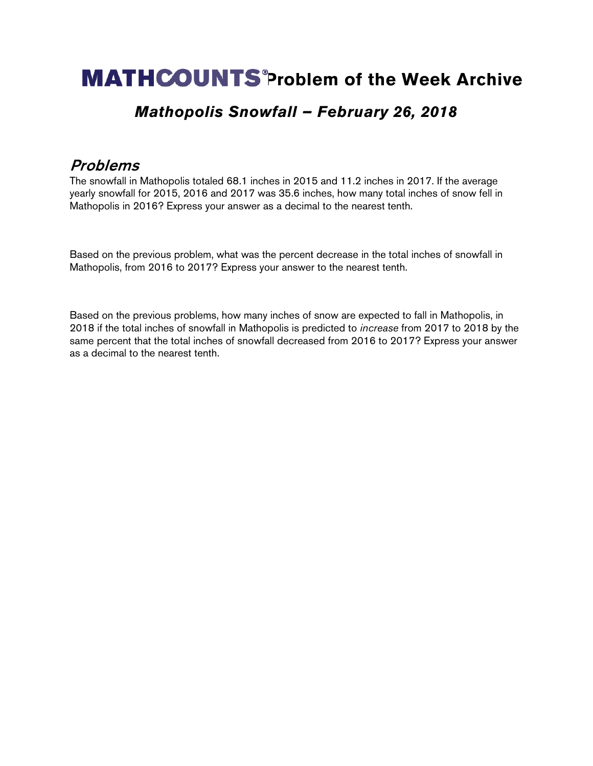# MATHCOUNTS® Problem of the Week Archive

## *Mathopolis Snowfall – February 26, 2018*

### *Problems*

The snowfall in Mathopolis totaled 68.1 inches in 2015 and 11.2 inches in 2017. If the average yearly snowfall for 2015, 2016 and 2017 was 35.6 inches, how many total inches of snow fell in Mathopolis in 2016? Express your answer as a decimal to the nearest tenth.

Based on the previous problem, what was the percent decrease in the total inches of snowfall in Mathopolis, from 2016 to 2017? Express your answer to the nearest tenth.

Based on the previous problems, how many inches of snow are expected to fall in Mathopolis, in 2018 if the total inches of snowfall in Mathopolis is predicted to *increase* from 2017 to 2018 by the same percent that the total inches of snowfall decreased from 2016 to 2017? Express your answer as a decimal to the nearest tenth.